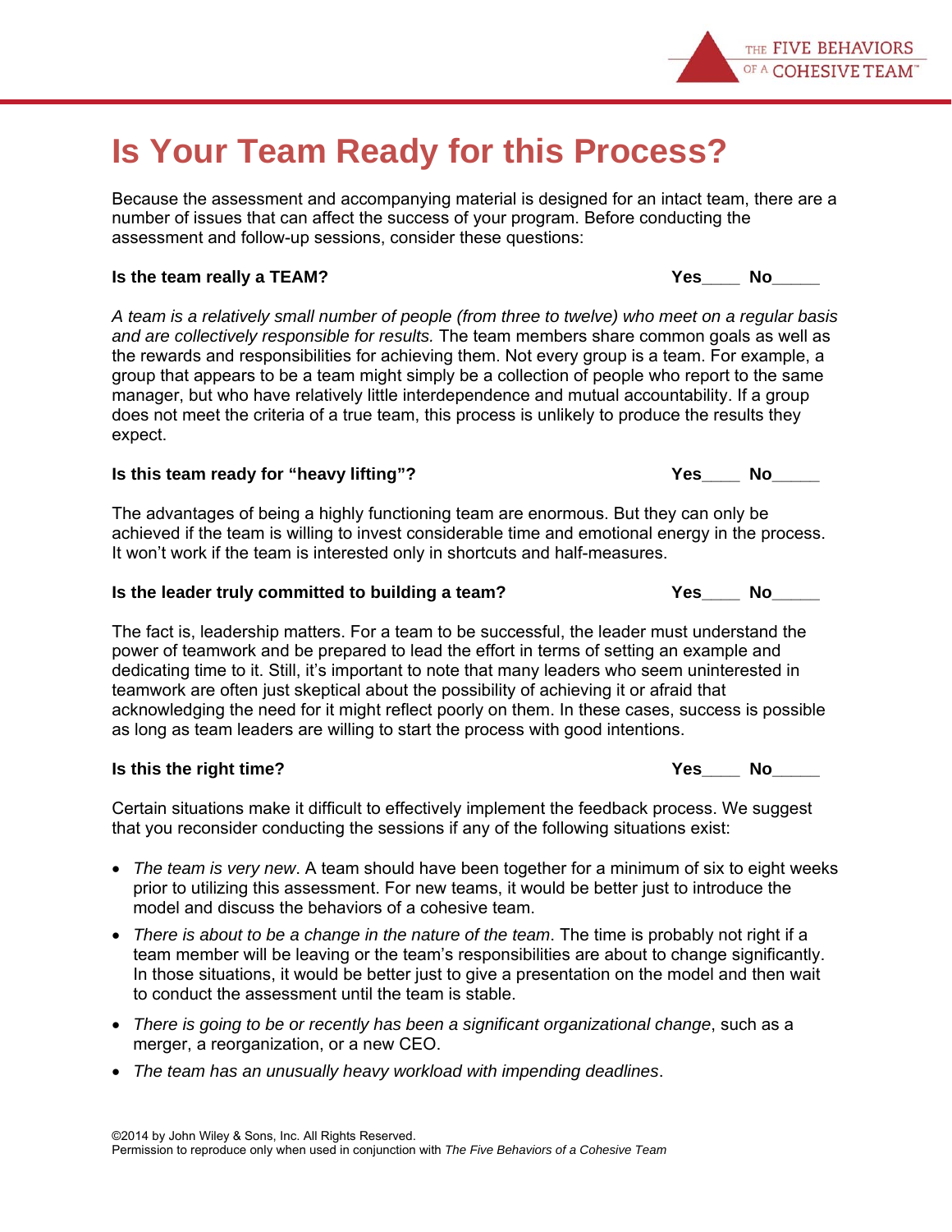# Is Your Team Ready for this Process?

Because the assessment and accompanying material is designed for an intact team, there are a number of issues that can affect the success of your program. Before conducting the assessment and follow-up sessions, consider these questions:

**Is the team really a TEAM?** **Yes____ No_____**

*A team is a relatively small number of people (from three to twelve) who meet on a regular basis and are collectively responsible for results.* The team members share common goals as well as the rewards and responsibilities for achieving them. Not every group is a team. For example, a group that appears to be a team might simply be a collection of people who report to the same manager, but who have relatively little interdependence and mutual accountability. If a group does not meet the criteria of a true team, this process is unlikely to produce the results they expect.

**Is this team ready for "heavy lifting"?** **Yes____ No_____**

The advantages of being a highly functioning team are enormous. But they can only be achieved if the team is willing to invest considerable time and emotional energy in the process. It won't work if the team is interested only in shortcuts and half-measures.

**Is the leader truly committed to building a team?** **Yes____ No_____**

The fact is, leadership matters. For a team to be successful, the leader must understand the power of teamwork and be prepared to lead the effort in terms of setting an example and dedicating time to it. Still, it's important to note that many leaders who seem uninterested in teamwork are often just skeptical about the possibility of achieving it or afraid that acknowledging the need for it might reflect poorly on them. In these cases, success is possible as long as team leaders are willing to start the process with good intentions.

**Is this the right time?** **Yes____ No_____**

Certain situations make it difficult to effectively implement the feedback process. We suggest that you reconsider conducting the sessions if any of the following situations exist:

- *The team is very new*. A team should have been together for a minimum of six to eight weeks prior to utilizing this assessment. For new teams, it would be better just to introduce the model and discuss the behaviors of a cohesive team.
- *There is about to be a change in the nature of the team*. The time is probably not right if a team member will be leaving or the team's responsibilities are about to change significantly. In those situations, it would be better just to give a presentation on the model and then wait to conduct the assessment until the team is stable.
- *There is going to be or recently has been a significant organizational change*, such as a merger, a reorganization, or a new CEO.
- *The team has an unusually heavy workload with impending deadlines*.

©2014 by John Wiley & Sons, Inc. All Rights Reserved.
Permission to reproduce only when used in conjunction with *The Five Behaviors of a Cohesive Team*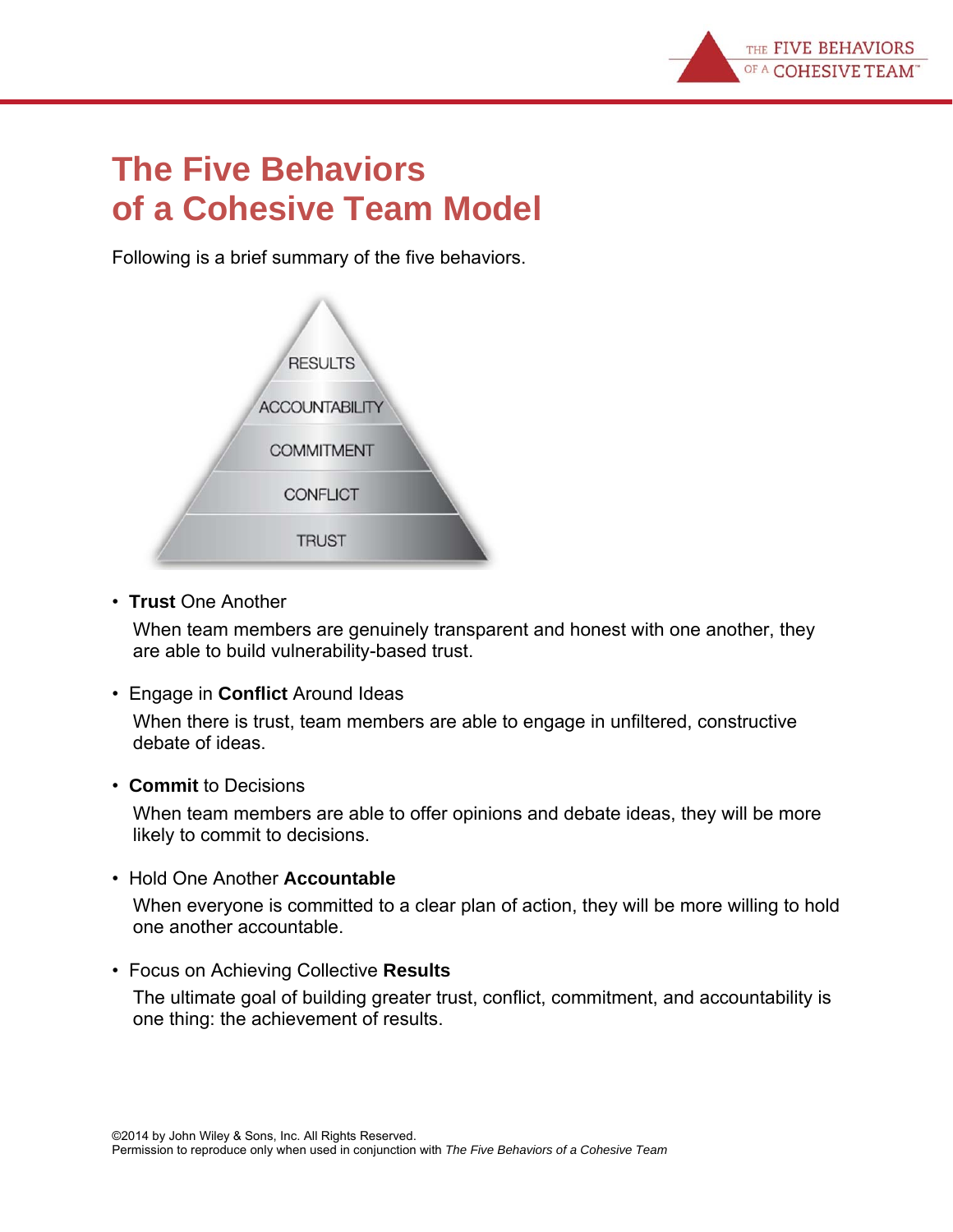# The Five Behaviors of a Cohesive Team Model

Following is a brief summary of the five behaviors.

RESULTS
ACCOUNTABILITY
COMMITMENT
CONFLICT
TRUST

- **Trust** One Another

  When team members are genuinely transparent and honest with one another, they are able to build vulnerability-based trust.

- Engage in **Conflict** Around Ideas

  When there is trust, team members are able to engage in unfiltered, constructive debate of ideas.

- **Commit** to Decisions

  When team members are able to offer opinions and debate ideas, they will be more likely to commit to decisions.

- Hold One Another **Accountable**

  When everyone is committed to a clear plan of action, they will be more willing to hold one another accountable.

- Focus on Achieving Collective **Results**

  The ultimate goal of building greater trust, conflict, commitment, and accountability is one thing: the achievement of results.

©2014 by John Wiley & Sons, Inc. All Rights Reserved.
Permission to reproduce only when used in conjunction with *The Five Behaviors of a Cohesive Team*